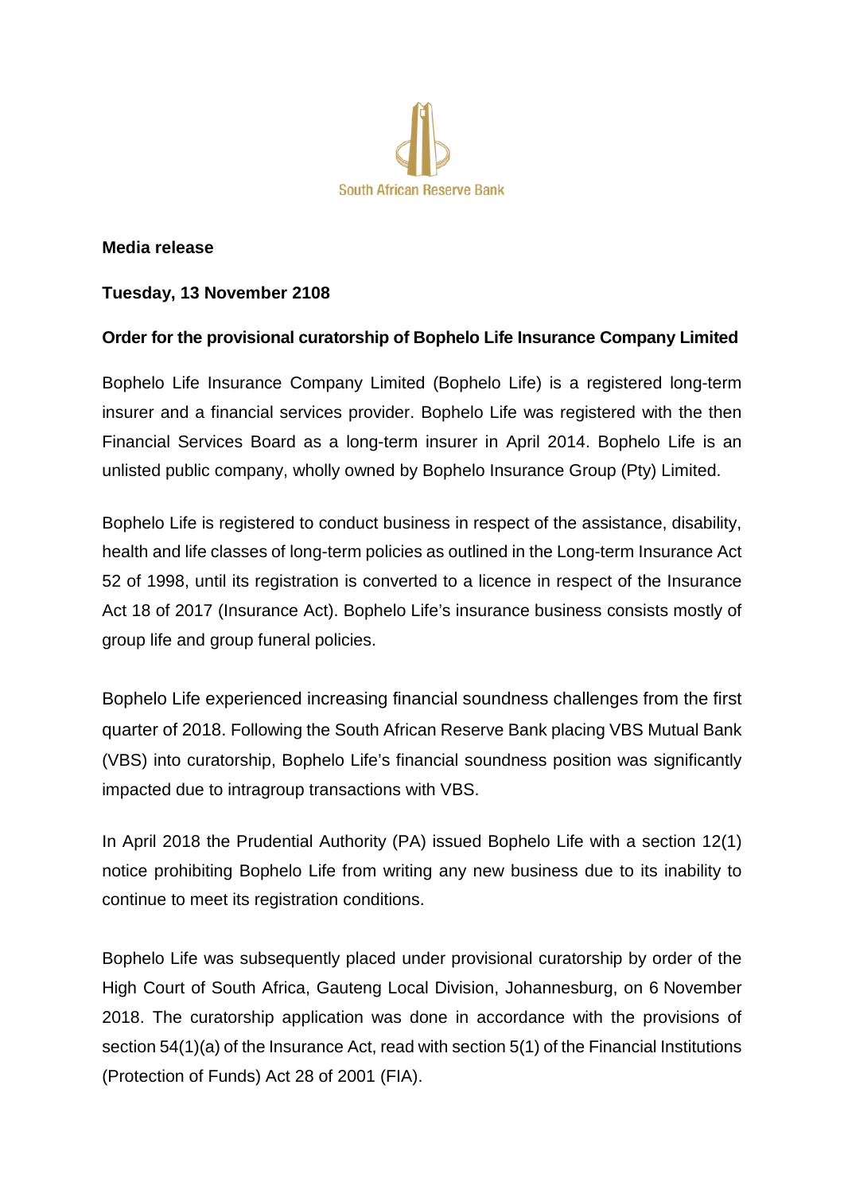South African Reserve Bank

**Media release**

**Tuesday, 13 November 2108**

**Order for the provisional curatorship of Bophelo Life Insurance Company Limited**

Bophelo Life Insurance Company Limited (Bophelo Life) is a registered long-term insurer and a financial services provider. Bophelo Life was registered with the then Financial Services Board as a long-term insurer in April 2014. Bophelo Life is an unlisted public company, wholly owned by Bophelo Insurance Group (Pty) Limited.

Bophelo Life is registered to conduct business in respect of the assistance, disability, health and life classes of long-term policies as outlined in the Long-term Insurance Act 52 of 1998, until its registration is converted to a licence in respect of the Insurance Act 18 of 2017 (Insurance Act). Bophelo Life's insurance business consists mostly of group life and group funeral policies.

Bophelo Life experienced increasing financial soundness challenges from the first quarter of 2018. Following the South African Reserve Bank placing VBS Mutual Bank (VBS) into curatorship, Bophelo Life's financial soundness position was significantly impacted due to intragroup transactions with VBS.

In April 2018 the Prudential Authority (PA) issued Bophelo Life with a section 12(1) notice prohibiting Bophelo Life from writing any new business due to its inability to continue to meet its registration conditions.

Bophelo Life was subsequently placed under provisional curatorship by order of the High Court of South Africa, Gauteng Local Division, Johannesburg, on 6 November 2018. The curatorship application was done in accordance with the provisions of section 54(1)(a) of the Insurance Act, read with section 5(1) of the Financial Institutions (Protection of Funds) Act 28 of 2001 (FIA).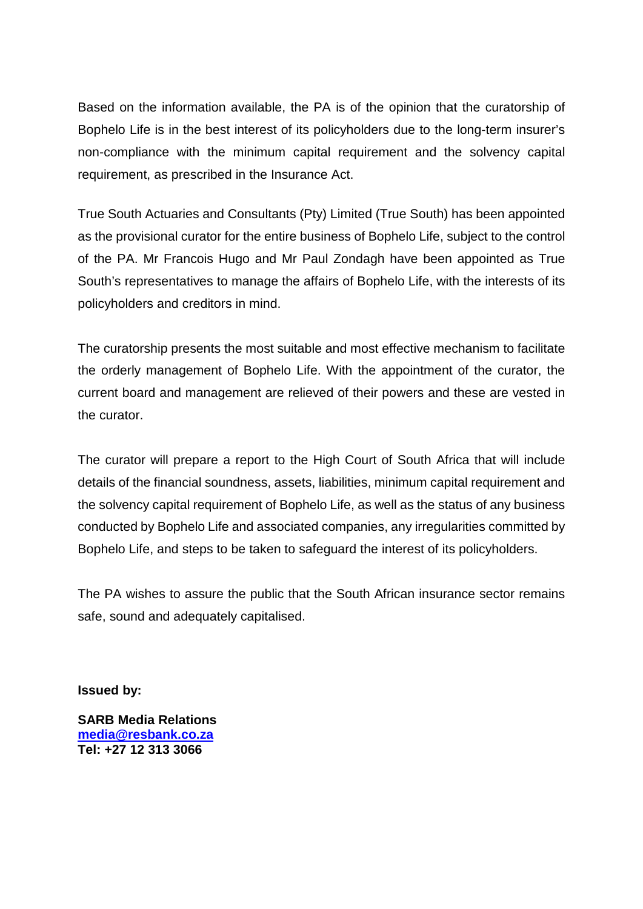Based on the information available, the PA is of the opinion that the curatorship of Bophelo Life is in the best interest of its policyholders due to the long-term insurer's non-compliance with the minimum capital requirement and the solvency capital requirement, as prescribed in the Insurance Act.

True South Actuaries and Consultants (Pty) Limited (True South) has been appointed as the provisional curator for the entire business of Bophelo Life, subject to the control of the PA. Mr Francois Hugo and Mr Paul Zondagh have been appointed as True South's representatives to manage the affairs of Bophelo Life, with the interests of its policyholders and creditors in mind.

The curatorship presents the most suitable and most effective mechanism to facilitate the orderly management of Bophelo Life. With the appointment of the curator, the current board and management are relieved of their powers and these are vested in the curator.

The curator will prepare a report to the High Court of South Africa that will include details of the financial soundness, assets, liabilities, minimum capital requirement and the solvency capital requirement of Bophelo Life, as well as the status of any business conducted by Bophelo Life and associated companies, any irregularities committed by Bophelo Life, and steps to be taken to safeguard the interest of its policyholders.

The PA wishes to assure the public that the South African insurance sector remains safe, sound and adequately capitalised.

**Issued by:**

**SARB Media Relations**
**media@resbank.co.za**
**Tel: +27 12 313 3066**